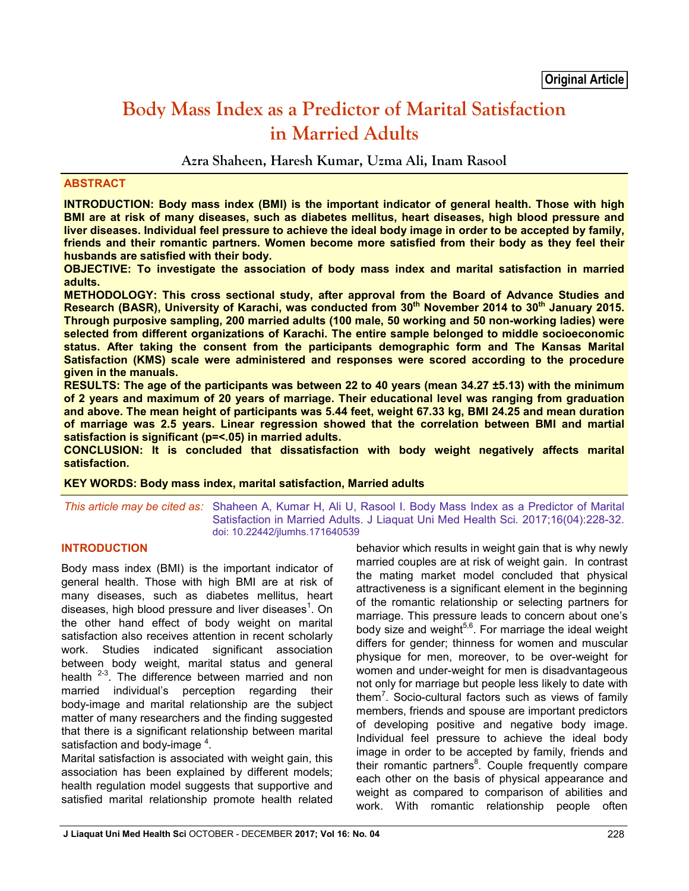Original Article

# Body Mass Index as a Predictor of Marital Satisfaction in Married Adults

**Azra Shaheen, Haresh Kumar, Uzma Ali, Inam Rasool**

## ABSTRACT

**INTRODUCTION: Body mass index (BMI) is the important indicator of general health. Those with high BMI are at risk of many diseases, such as diabetes mellitus, heart diseases, high blood pressure and liver diseases. Individual feel pressure to achieve the ideal body image in order to be accepted by family, friends and their romantic partners. Women become more satisfied from their body as they feel their husbands are satisfied with their body.**

**OBJECTIVE: To investigate the association of body mass index and marital satisfaction in married adults.**

**METHODOLOGY: This cross sectional study, after approval from the Board of Advance Studies and Research (BASR), University of Karachi, was conducted from 30th November 2014 to 30th January 2015. Through purposive sampling, 200 married adults (100 male, 50 working and 50 non-working ladies) were selected from different organizations of Karachi. The entire sample belonged to middle socioeconomic status. After taking the consent from the participants demographic form and The Kansas Marital Satisfaction (KMS) scale were administered and responses were scored according to the procedure given in the manuals.**

**RESULTS: The age of the participants was between 22 to 40 years (mean 34.27 ±5.13) with the minimum of 2 years and maximum of 20 years of marriage. Their educational level was ranging from graduation and above. The mean height of participants was 5.44 feet, weight 67.33 kg, BMI 24.25 and mean duration of marriage was 2.5 years. Linear regression showed that the correlation between BMI and martial satisfaction is significant (p=<.05) in married adults.**

**CONCLUSION: It is concluded that dissatisfaction with body weight negatively affects marital satisfaction.**

**KEY WORDS: Body mass index, marital satisfaction, Married adults**

*This article may be cited as:* Shaheen A, Kumar H, Ali U, Rasool I. Body Mass Index as a Predictor of Marital Satisfaction in Married Adults. J Liaquat Uni Med Health Sci. 2017;16(04):228-32. doi: 10.22442/jlumhs.171640539

## INTRODUCTION

Body mass index (BMI) is the important indicator of general health. Those with high BMI are at risk of many diseases, such as diabetes mellitus, heart diseases, high blood pressure and liver diseases[1]. On the other hand effect of body weight on marital satisfaction also receives attention in recent scholarly work. Studies indicated significant association between body weight, marital status and general health [2-3]. The difference between married and non married individual's perception regarding their body-image and marital relationship are the subject matter of many researchers and the finding suggested that there is a significant relationship between marital satisfaction and body-image [4].

Marital satisfaction is associated with weight gain, this association has been explained by different models; health regulation model suggests that supportive and satisfied marital relationship promote health related behavior which results in weight gain that is why newly married couples are at risk of weight gain. In contrast the mating market model concluded that physical attractiveness is a significant element in the beginning of the romantic relationship or selecting partners for marriage. This pressure leads to concern about one's body size and weight[5,6]. For marriage the ideal weight differs for gender; thinness for women and muscular physique for men, moreover, to be over-weight for women and under-weight for men is disadvantageous not only for marriage but people less likely to date with them[7]. Socio-cultural factors such as views of family members, friends and spouse are important predictors of developing positive and negative body image. Individual feel pressure to achieve the ideal body image in order to be accepted by family, friends and their romantic partners[8]. Couple frequently compare each other on the basis of physical appearance and weight as compared to comparison of abilities and work. With romantic relationship people often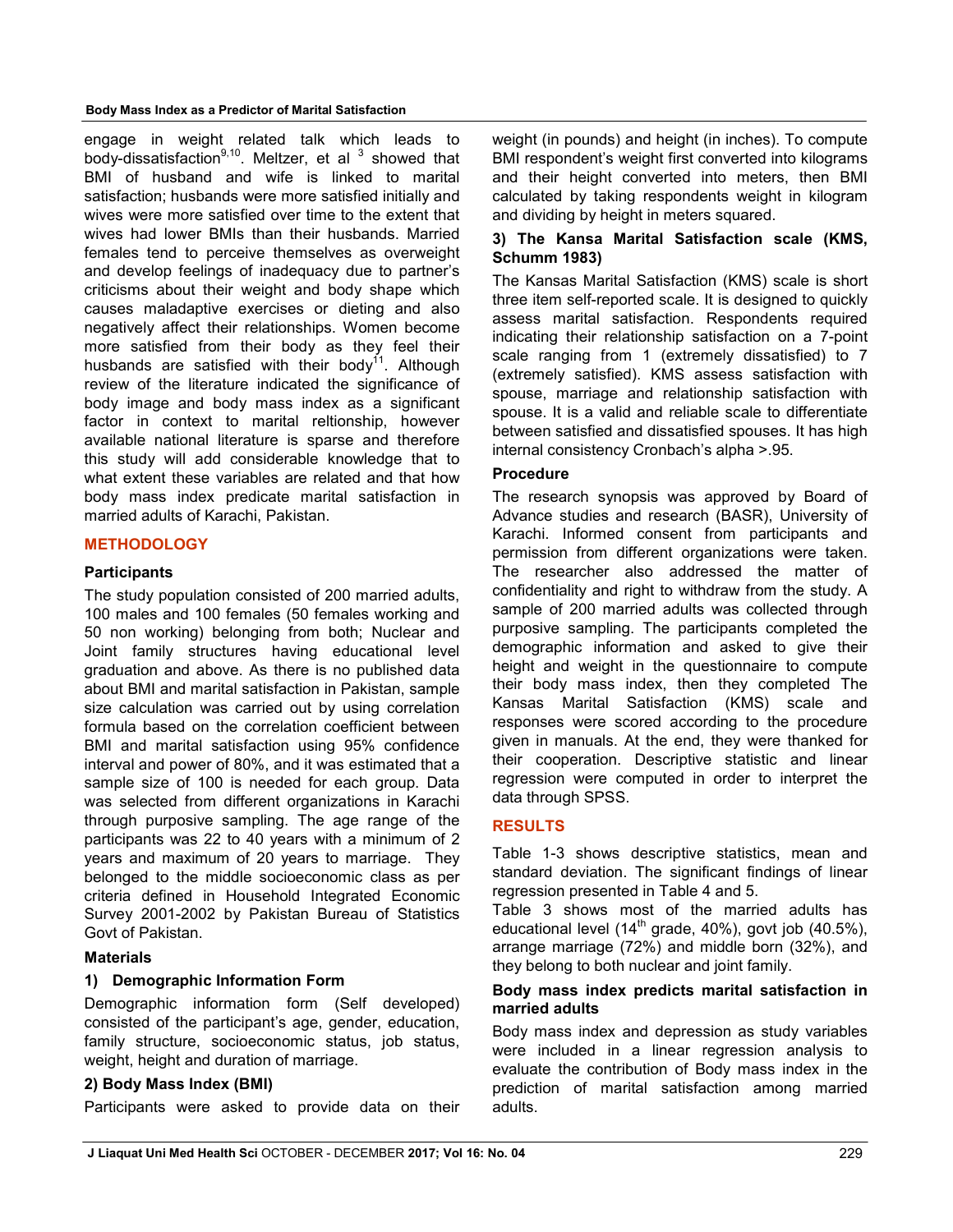engage in weight related talk which leads to body-dissatisfaction[9,10]. Meltzer, et al [3] showed that BMI of husband and wife is linked to marital satisfaction; husbands were more satisfied initially and wives were more satisfied over time to the extent that wives had lower BMIs than their husbands. Married females tend to perceive themselves as overweight and develop feelings of inadequacy due to partner's criticisms about their weight and body shape which causes maladaptive exercises or dieting and also negatively affect their relationships. Women become more satisfied from their body as they feel their husbands are satisfied with their body[11]. Although review of the literature indicated the significance of body image and body mass index as a significant factor in context to marital reltionship, however available national literature is sparse and therefore this study will add considerable knowledge that to what extent these variables are related and that how body mass index predicate marital satisfaction in married adults of Karachi, Pakistan.

## METHODOLOGY

### Participants

The study population consisted of 200 married adults, 100 males and 100 females (50 females working and 50 non working) belonging from both; Nuclear and Joint family structures having educational level graduation and above. As there is no published data about BMI and marital satisfaction in Pakistan, sample size calculation was carried out by using correlation formula based on the correlation coefficient between BMI and marital satisfaction using 95% confidence interval and power of 80%, and it was estimated that a sample size of 100 is needed for each group. Data was selected from different organizations in Karachi through purposive sampling. The age range of the participants was 22 to 40 years with a minimum of 2 years and maximum of 20 years to marriage. They belonged to the middle socioeconomic class as per criteria defined in Household Integrated Economic Survey 2001-2002 by Pakistan Bureau of Statistics Govt of Pakistan.

### Materials

#### 1) Demographic Information Form

Demographic information form (Self developed) consisted of the participant's age, gender, education, family structure, socioeconomic status, job status, weight, height and duration of marriage.

#### 2) Body Mass Index (BMI)

Participants were asked to provide data on their weight (in pounds) and height (in inches). To compute BMI respondent's weight first converted into kilograms and their height converted into meters, then BMI calculated by taking respondents weight in kilogram and dividing by height in meters squared.

#### 3) The Kansa Marital Satisfaction scale (KMS, Schumm 1983)

The Kansas Marital Satisfaction (KMS) scale is short three item self-reported scale. It is designed to quickly assess marital satisfaction. Respondents required indicating their relationship satisfaction on a 7-point scale ranging from 1 (extremely dissatisfied) to 7 (extremely satisfied). KMS assess satisfaction with spouse, marriage and relationship satisfaction with spouse. It is a valid and reliable scale to differentiate between satisfied and dissatisfied spouses. It has high internal consistency Cronbach's alpha >.95.

### Procedure

The research synopsis was approved by Board of Advance studies and research (BASR), University of Karachi. Informed consent from participants and permission from different organizations were taken. The researcher also addressed the matter of confidentiality and right to withdraw from the study. A sample of 200 married adults was collected through purposive sampling. The participants completed the demographic information and asked to give their height and weight in the questionnaire to compute their body mass index, then they completed The Kansas Marital Satisfaction (KMS) scale and responses were scored according to the procedure given in manuals. At the end, they were thanked for their cooperation. Descriptive statistic and linear regression were computed in order to interpret the data through SPSS.

## RESULTS

Table 1-3 shows descriptive statistics, mean and standard deviation. The significant findings of linear regression presented in Table 4 and 5.

Table 3 shows most of the married adults has educational level ($14^{th}$ grade, 40%), govt job (40.5%), arrange marriage (72%) and middle born (32%), and they belong to both nuclear and joint family.

### Body mass index predicts marital satisfaction in married adults

Body mass index and depression as study variables were included in a linear regression analysis to evaluate the contribution of Body mass index in the prediction of marital satisfaction among married adults.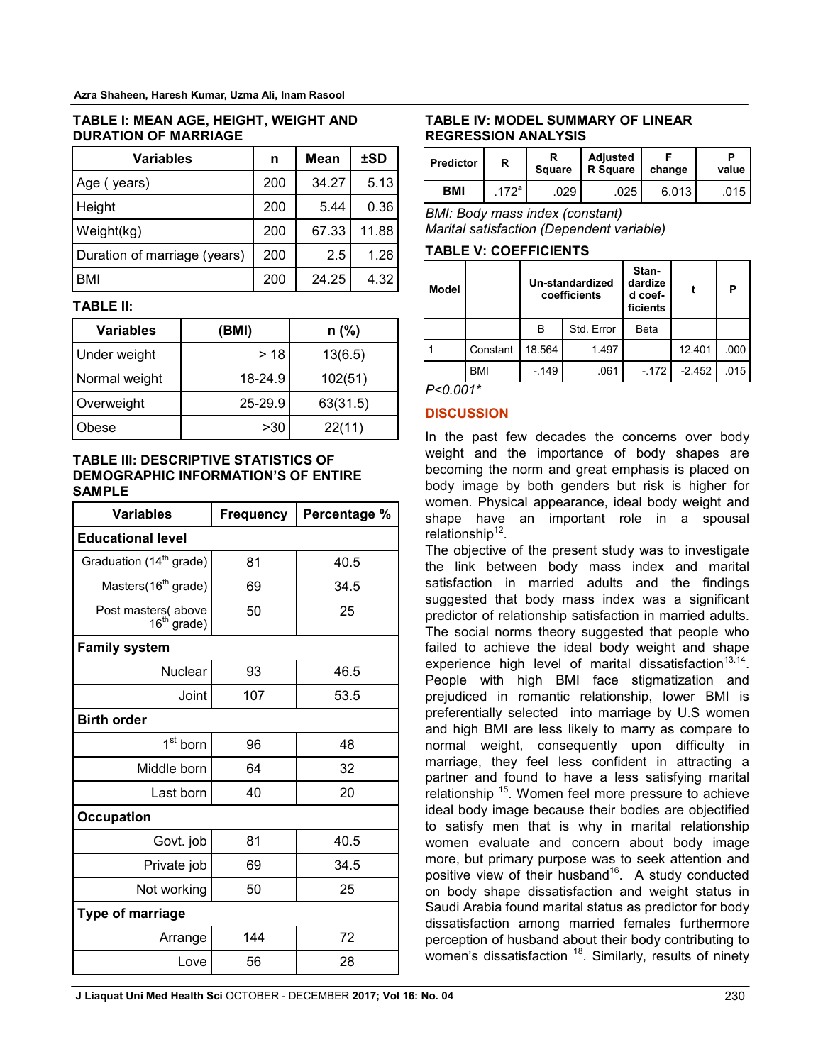### TABLE I: MEAN AGE, HEIGHT, WEIGHT AND DURATION OF MARRIAGE

| Variables | n | Mean | ±SD |
|---|---|---|---|
| Age ( years) | 200 | 34.27 | 5.13 |
| Height | 200 | 5.44 | 0.36 |
| Weight(kg) | 200 | 67.33 | 11.88 |
| Duration of marriage (years) | 200 | 2.5 | 1.26 |
| BMI | 200 | 24.25 | 4.32 |

### TABLE II:

| Variables | (BMI) | n (%) |
|---|---|---|
| Under weight | > 18 | 13(6.5) |
| Normal weight | 18-24.9 | 102(51) |
| Overweight | 25-29.9 | 63(31.5) |
| Obese | >30 | 22(11) |

### TABLE III: DESCRIPTIVE STATISTICS OF DEMOGRAPHIC INFORMATION'S OF ENTIRE SAMPLE

| Variables | Frequency | Percentage % |
|---|---|---|
| **Educational level** | | |
| Graduation (14th grade) | 81 | 40.5 |
| Masters(16th grade) | 69 | 34.5 |
| Post masters( above 16th grade) | 50 | 25 |
| **Family system** | | |
| Nuclear | 93 | 46.5 |
| Joint | 107 | 53.5 |
| **Birth order** | | |
| 1st born | 96 | 48 |
| Middle born | 64 | 32 |
| Last born | 40 | 20 |
| **Occupation** | | |
| Govt. job | 81 | 40.5 |
| Private job | 69 | 34.5 |
| Not working | 50 | 25 |
| **Type of marriage** | | |
| Arrange | 144 | 72 |
| Love | 56 | 28 |

### TABLE IV: MODEL SUMMARY OF LINEAR REGRESSION ANALYSIS

| Predictor | R | R Square | Adjusted R Square | F change | P value |
|---|---|---|---|---|---|
| BMI | .172[a] | .029 | .025 | 6.013 | .015 |

*BMI: Body mass index (constant)*
*Marital satisfaction (Dependent variable)*

### TABLE V: COEFFICIENTS

| Model | | Un-standardized coefficients | | Standardized coefficients | t | P |
|---|---|---|---|---|---|---|
| | | B | Std. Error | Beta | | |
| 1 | Constant | 18.564 | 1.497 | | 12.401 | .000 |
| | BMI | -.149 | .061 | -.172 | -2.452 | .015 |

*P<0.001\**

## DISCUSSION

In the past few decades the concerns over body weight and the importance of body shapes are becoming the norm and great emphasis is placed on body image by both genders but risk is higher for women. Physical appearance, ideal body weight and shape have an important role in a spousal relationship[12].

The objective of the present study was to investigate the link between body mass index and marital satisfaction in married adults and the findings suggested that body mass index was a significant predictor of relationship satisfaction in married adults. The social norms theory suggested that people who failed to achieve the ideal body weight and shape experience high level of marital dissatisfaction[13,14]. People with high BMI face stigmatization and prejudiced in romantic relationship, lower BMI is preferentially selected into marriage by U.S women and high BMI are less likely to marry as compare to normal weight, consequently upon difficulty in marriage, they feel less confident in attracting a partner and found to have a less satisfying marital relationship [15]. Women feel more pressure to achieve ideal body image because their bodies are objectified to satisfy men that is why in marital relationship women evaluate and concern about body image more, but primary purpose was to seek attention and positive view of their husband[16]. A study conducted on body shape dissatisfaction and weight status in Saudi Arabia found marital status as predictor for body dissatisfaction among married females furthermore perception of husband about their body contributing to women's dissatisfaction [18]. Similarly, results of ninety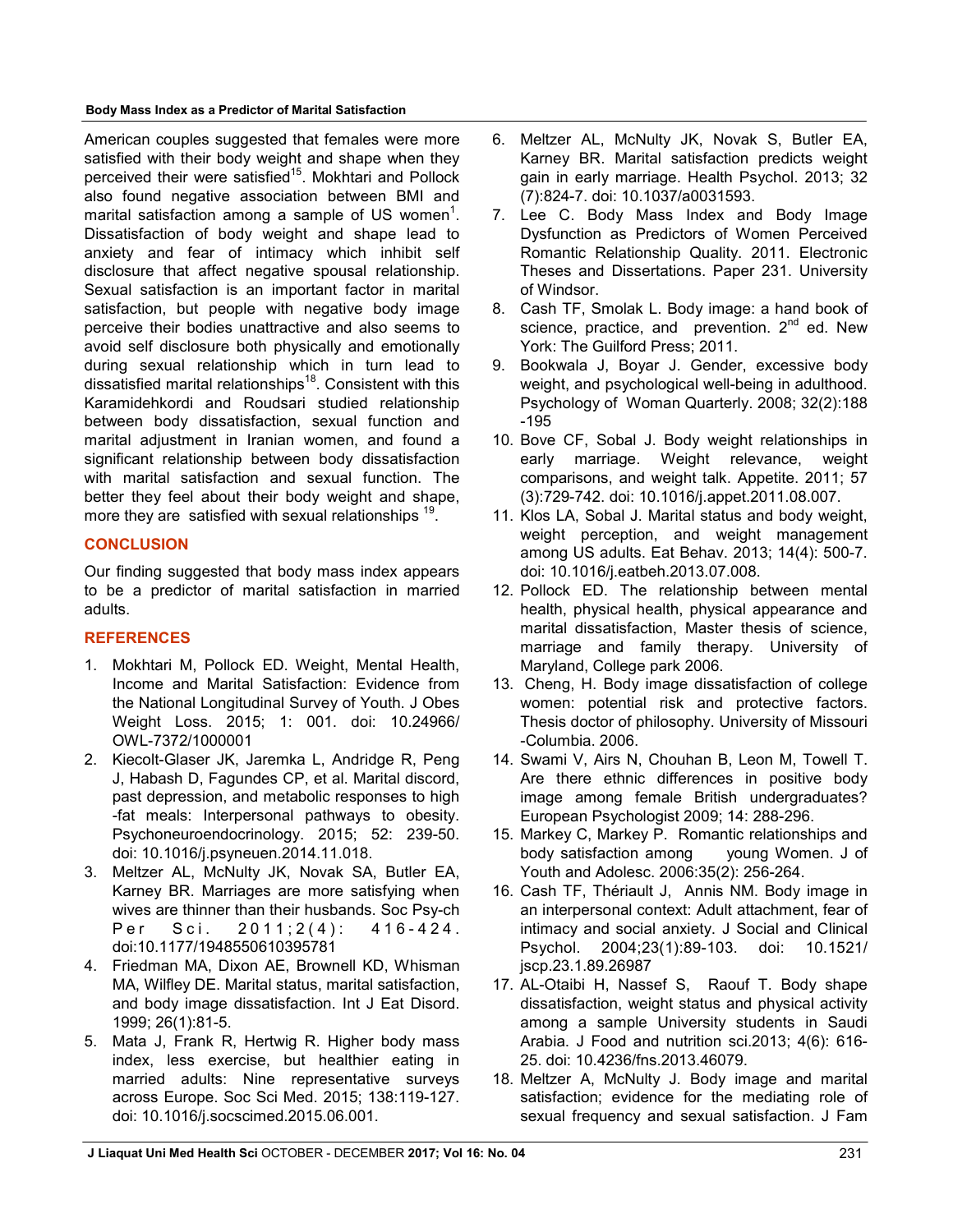American couples suggested that females were more satisfied with their body weight and shape when they perceived their were satisfied[15]. Mokhtari and Pollock also found negative association between BMI and marital satisfaction among a sample of US women[1]. Dissatisfaction of body weight and shape lead to anxiety and fear of intimacy which inhibit self disclosure that affect negative spousal relationship. Sexual satisfaction is an important factor in marital satisfaction, but people with negative body image perceive their bodies unattractive and also seems to avoid self disclosure both physically and emotionally during sexual relationship which in turn lead to dissatisfied marital relationships[18]. Consistent with this Karamidehkordi and Roudsari studied relationship between body dissatisfaction, sexual function and marital adjustment in Iranian women, and found a significant relationship between body dissatisfaction with marital satisfaction and sexual function. The better they feel about their body weight and shape, more they are satisfied with sexual relationships [19].

## CONCLUSION

Our finding suggested that body mass index appears to be a predictor of marital satisfaction in married adults.

## REFERENCES

1. Mokhtari M, Pollock ED. Weight, Mental Health, Income and Marital Satisfaction: Evidence from the National Longitudinal Survey of Youth. J Obes Weight Loss. 2015; 1: 001. doi: 10.24966/OWL-7372/1000001
2. Kiecolt-Glaser JK, Jaremka L, Andridge R, Peng J, Habash D, Fagundes CP, et al. Marital discord, past depression, and metabolic responses to high-fat meals: Interpersonal pathways to obesity. Psychoneuroendocrinology. 2015; 52: 239-50. doi: 10.1016/j.psyneuen.2014.11.018.
3. Meltzer AL, McNulty JK, Novak SA, Butler EA, Karney BR. Marriages are more satisfying when wives are thinner than their husbands. Soc Psy-ch Per Sci. 2011;2(4): 416-424. doi:10.1177/1948550610395781
4. Friedman MA, Dixon AE, Brownell KD, Whisman MA, Wilfley DE. Marital status, marital satisfaction, and body image dissatisfaction. Int J Eat Disord. 1999; 26(1):81-5.
5. Mata J, Frank R, Hertwig R. Higher body mass index, less exercise, but healthier eating in married adults: Nine representative surveys across Europe. Soc Sci Med. 2015; 138:119-127. doi: 10.1016/j.socscimed.2015.06.001.
6. Meltzer AL, McNulty JK, Novak S, Butler EA, Karney BR. Marital satisfaction predicts weight gain in early marriage. Health Psychol. 2013; 32 (7):824-7. doi: 10.1037/a0031593.
7. Lee C. Body Mass Index and Body Image Dysfunction as Predictors of Women Perceived Romantic Relationship Quality. 2011. Electronic Theses and Dissertations. Paper 231. University of Windsor.
8. Cash TF, Smolak L. Body image: a hand book of science, practice, and prevention. 2nd ed. New York: The Guilford Press; 2011.
9. Bookwala J, Boyar J. Gender, excessive body weight, and psychological well-being in adulthood. Psychology of Woman Quarterly. 2008; 32(2):188-195
10. Bove CF, Sobal J. Body weight relationships in early marriage. Weight relevance, weight comparisons, and weight talk. Appetite. 2011; 57 (3):729-742. doi: 10.1016/j.appet.2011.08.007.
11. Klos LA, Sobal J. Marital status and body weight, weight perception, and weight management among US adults. Eat Behav. 2013; 14(4): 500-7. doi: 10.1016/j.eatbeh.2013.07.008.
12. Pollock ED. The relationship between mental health, physical health, physical appearance and marital dissatisfaction, Master thesis of science, marriage and family therapy. University of Maryland, College park 2006.
13. Cheng, H. Body image dissatisfaction of college women: potential risk and protective factors. Thesis doctor of philosophy. University of Missouri-Columbia. 2006.
14. Swami V, Airs N, Chouhan B, Leon M, Towell T. Are there ethnic differences in positive body image among female British undergraduates? European Psychologist 2009; 14: 288-296.
15. Markey C, Markey P. Romantic relationships and body satisfaction among young Women. J of Youth and Adolesc. 2006:35(2): 256-264.
16. Cash TF, Thériault J, Annis NM. Body image in an interpersonal context: Adult attachment, fear of intimacy and social anxiety. J Social and Clinical Psychol. 2004;23(1):89-103. doi: 10.1521/jscp.23.1.89.26987
17. AL-Otaibi H, Nassef S, Raouf T. Body shape dissatisfaction, weight status and physical activity among a sample University students in Saudi Arabia. J Food and nutrition sci.2013; 4(6): 616-25. doi: 10.4236/fns.2013.46079.
18. Meltzer A, McNulty J. Body image and marital satisfaction; evidence for the mediating role of sexual frequency and sexual satisfaction. J Fam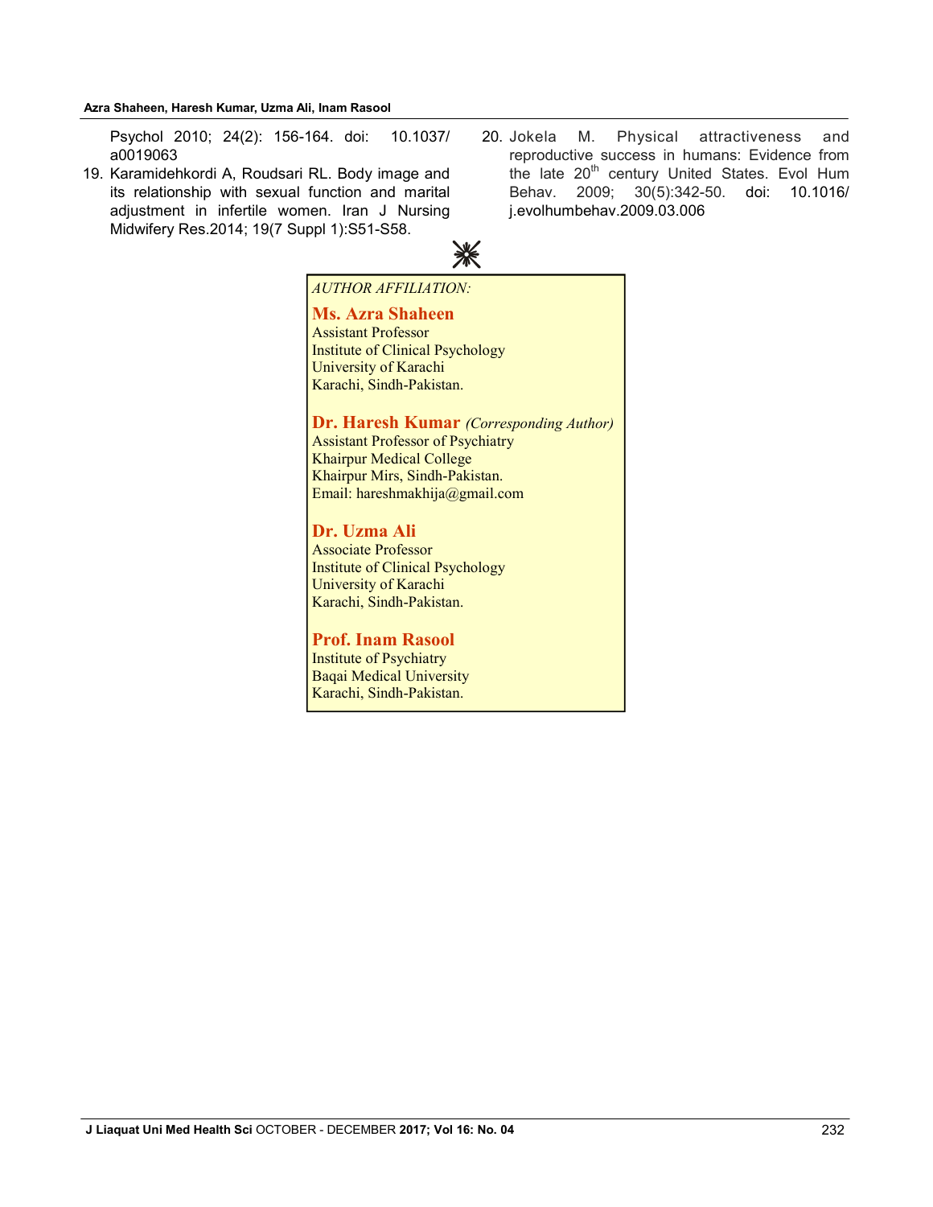Psychol 2010; 24(2): 156-164. doi: 10.1037/ a0019063

19. Karamidehkordi A, Roudsari RL. Body image and its relationship with sexual function and marital adjustment in infertile women. Iran J Nursing Midwifery Res.2014; 19(7 Suppl 1):S51-S58.
20. Jokela M. Physical attractiveness and reproductive success in humans: Evidence from the late 20th century United States. Evol Hum Behav. 2009; 30(5):342-50. doi: 10.1016/ j.evolhumbehav.2009.03.006

*AUTHOR AFFILIATION:*

**Ms. Azra Shaheen**
Assistant Professor
Institute of Clinical Psychology
University of Karachi
Karachi, Sindh-Pakistan.

**Dr. Haresh Kumar** *(Corresponding Author)*
Assistant Professor of Psychiatry
Khairpur Medical College
Khairpur Mirs, Sindh-Pakistan.
Email: hareshmakhija@gmail.com

**Dr. Uzma Ali**
Associate Professor
Institute of Clinical Psychology
University of Karachi
Karachi, Sindh-Pakistan.

**Prof. Inam Rasool**
Institute of Psychiatry
Baqai Medical University
Karachi, Sindh-Pakistan.